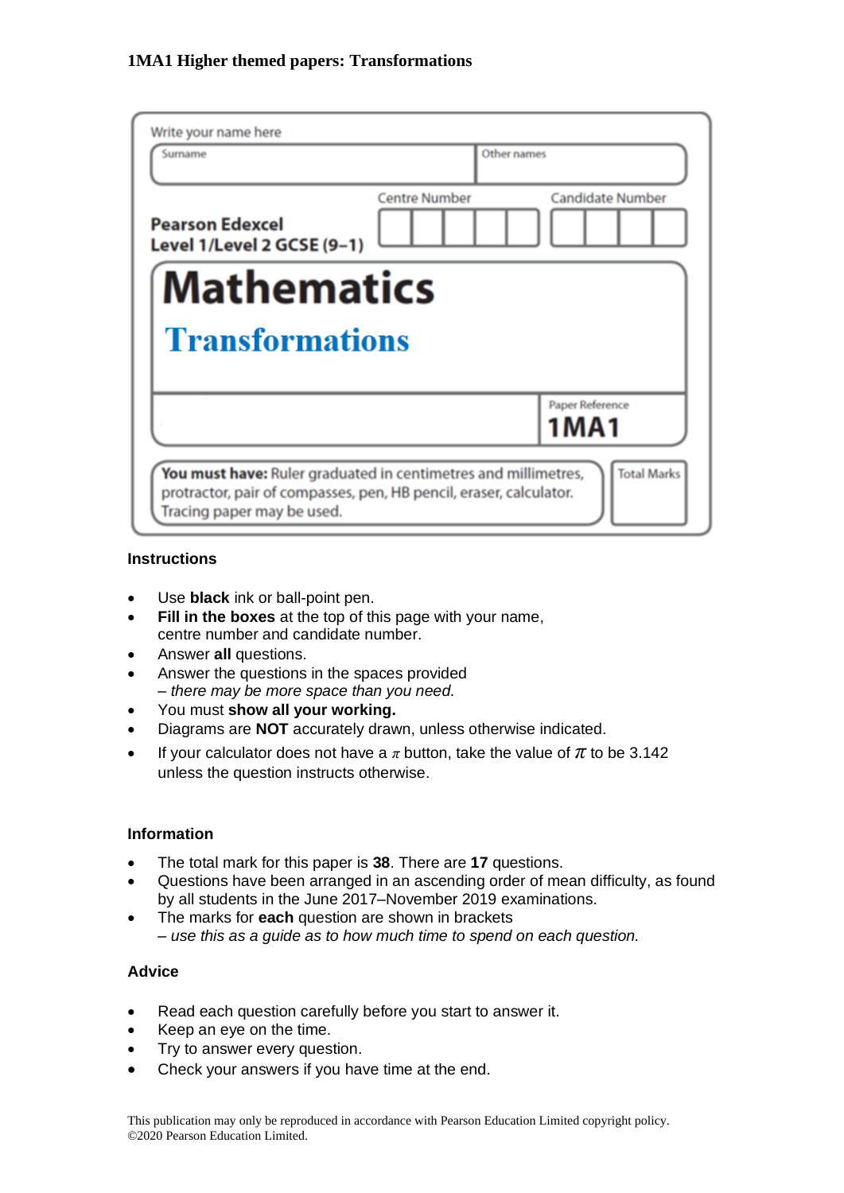**1MA1 Higher themed papers: Transformations**

Write your name here

| Surname | Other names |
| --- | --- |
| | |

**Pearson Edexcel**
**Level 1/Level 2 GCSE (9–1)**

Centre Number

Candidate Number

# Mathematics

## Transformations

Paper Reference
**1MA1**

**You must have:** Ruler graduated in centimetres and millimetres, protractor, pair of compasses, pen, HB pencil, eraser, calculator. Tracing paper may be used.

Total Marks

### Instructions

- Use **black** ink or ball-point pen.
- **Fill in the boxes** at the top of this page with your name, centre number and candidate number.
- Answer **all** questions.
- Answer the questions in the spaces provided
  *– there may be more space than you need.*
- You must **show all your working.**
- Diagrams are **NOT** accurately drawn, unless otherwise indicated.
- If your calculator does not have a $\pi$ button, take the value of $\pi$ to be 3.142 unless the question instructs otherwise.

### Information

- The total mark for this paper is **38**. There are **17** questions.
- Questions have been arranged in an ascending order of mean difficulty, as found by all students in the June 2017–November 2019 examinations.
- The marks for **each** question are shown in brackets
  *– use this as a guide as to how much time to spend on each question.*

### Advice

- Read each question carefully before you start to answer it.
- Keep an eye on the time.
- Try to answer every question.
- Check your answers if you have time at the end.

This publication may only be reproduced in accordance with Pearson Education Limited copyright policy.
©2020 Pearson Education Limited.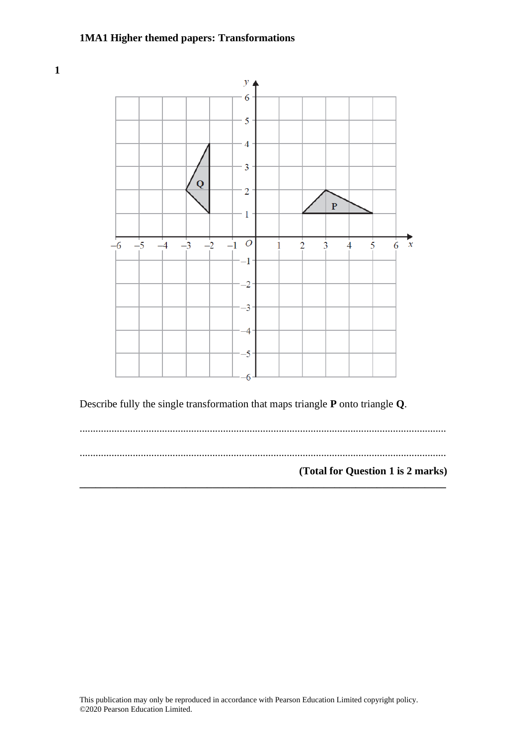## 1MA1 Higher themed papers: Transformations

**1**

Describe fully the single transformation that maps triangle **P** onto triangle **Q**.

.......................................................................................................................................

.......................................................................................................................................

**(Total for Question 1 is 2 marks)**

---

This publication may only be reproduced in accordance with Pearson Education Limited copyright policy.
©2020 Pearson Education Limited.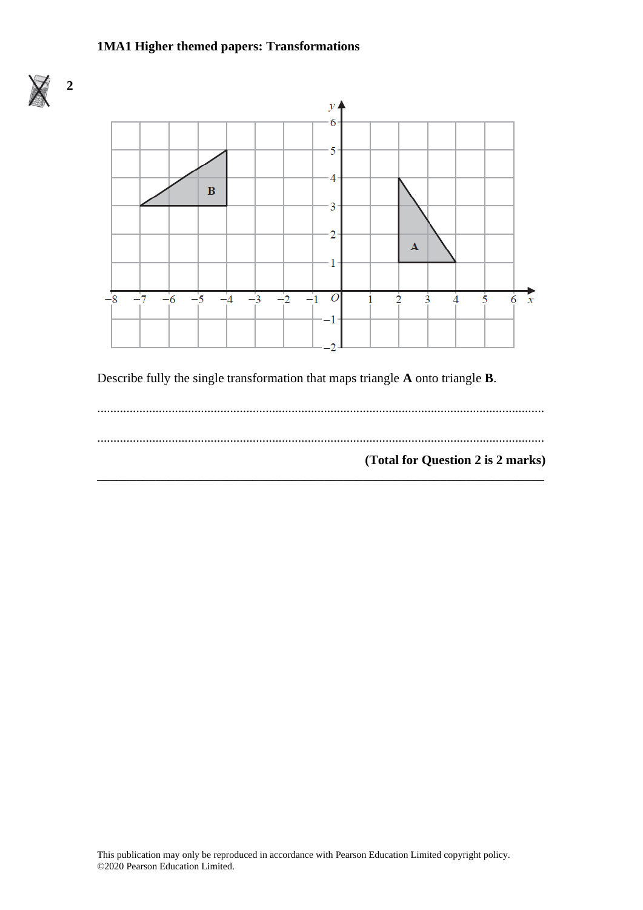**2**

Describe fully the single transformation that maps triangle **A** onto triangle **B**.

......................................................................................................................................

......................................................................................................................................

**(Total for Question 2 is 2 marks)**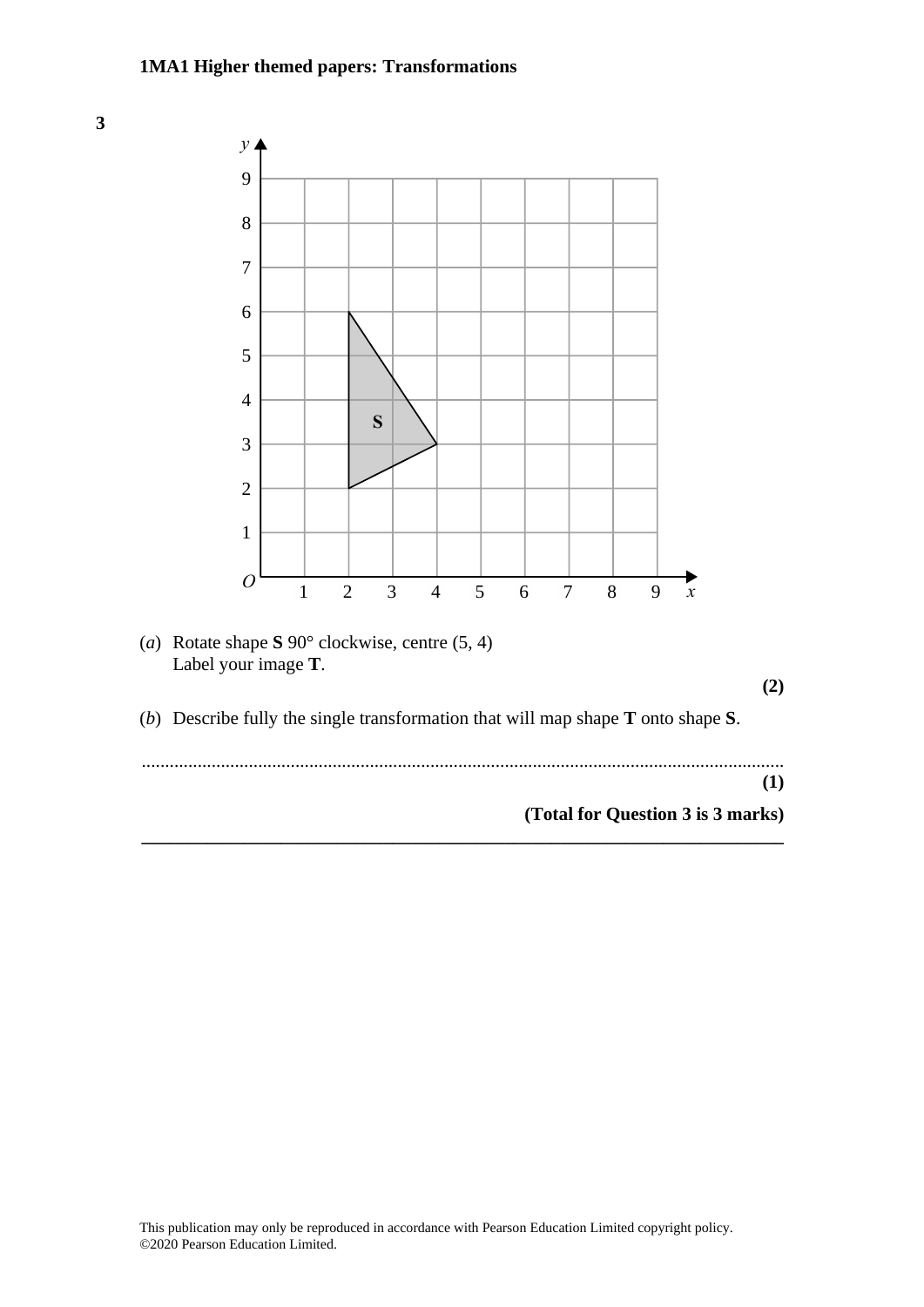**3**

(*a*) Rotate shape **S** 90° clockwise, centre (5, 4)
Label your image **T**.

**(2)**

(*b*) Describe fully the single transformation that will map shape **T** onto shape **S**.

..........................................................................................................................................

**(1)**

**(Total for Question 3 is 3 marks)**

---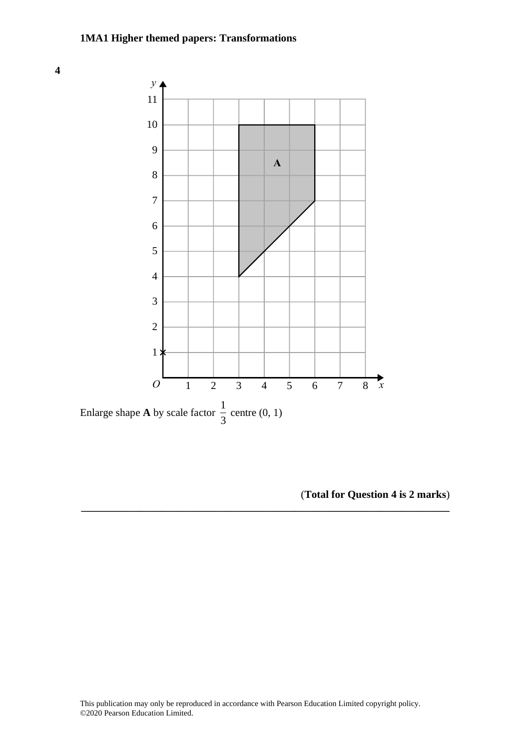**4**

Enlarge shape **A** by scale factor $\frac{1}{3}$ centre (0, 1)

(**Total for Question 4 is 2 marks**)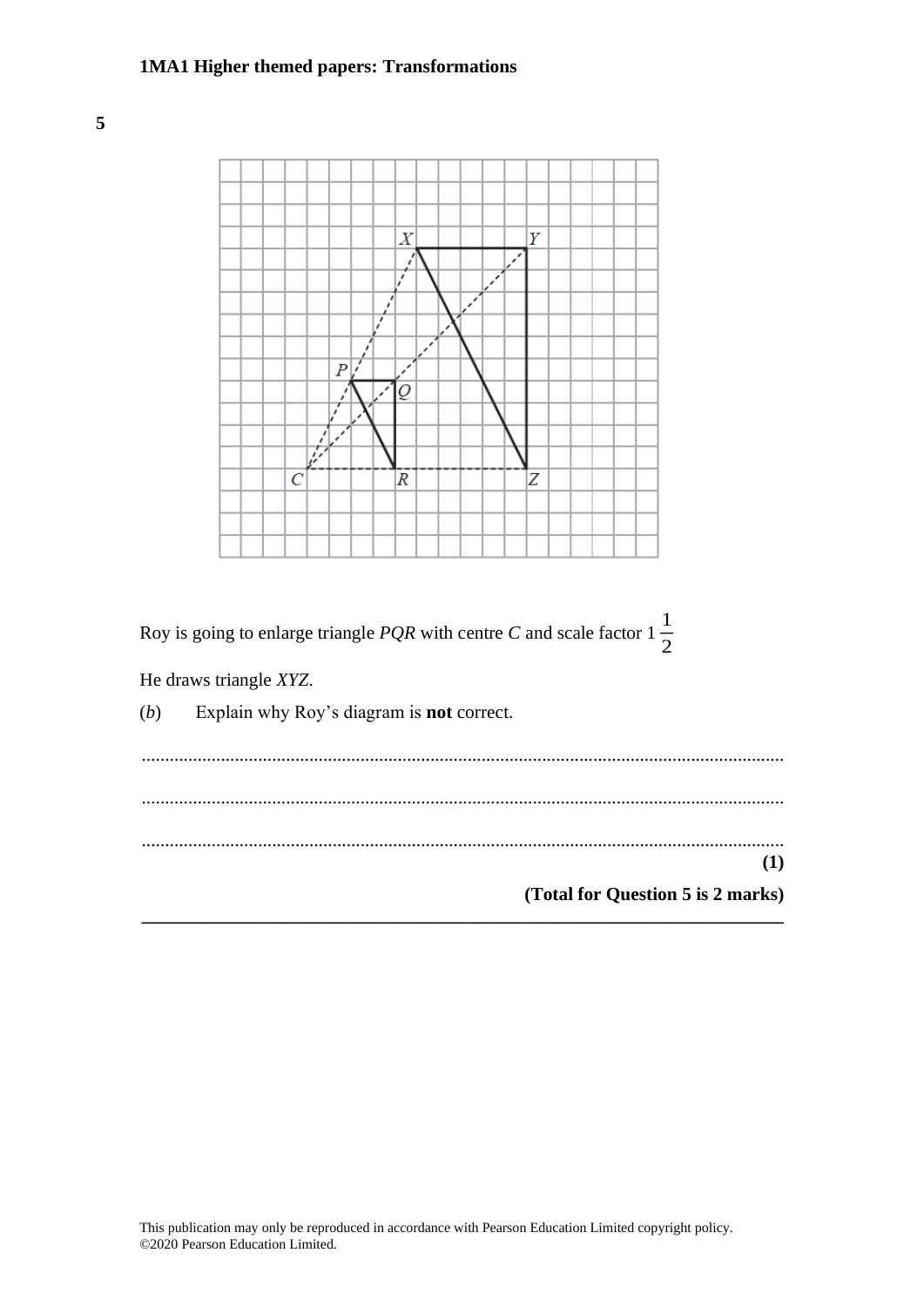**5**

Roy is going to enlarge triangle *PQR* with centre *C* and scale factor $1\frac{1}{2}$

He draws triangle *XYZ*.

(*b*) Explain why Roy's diagram is **not** correct.

.......................................................................................................................................

.......................................................................................................................................

.......................................................................................................................................

**(1)**

**(Total for Question 5 is 2 marks)**

---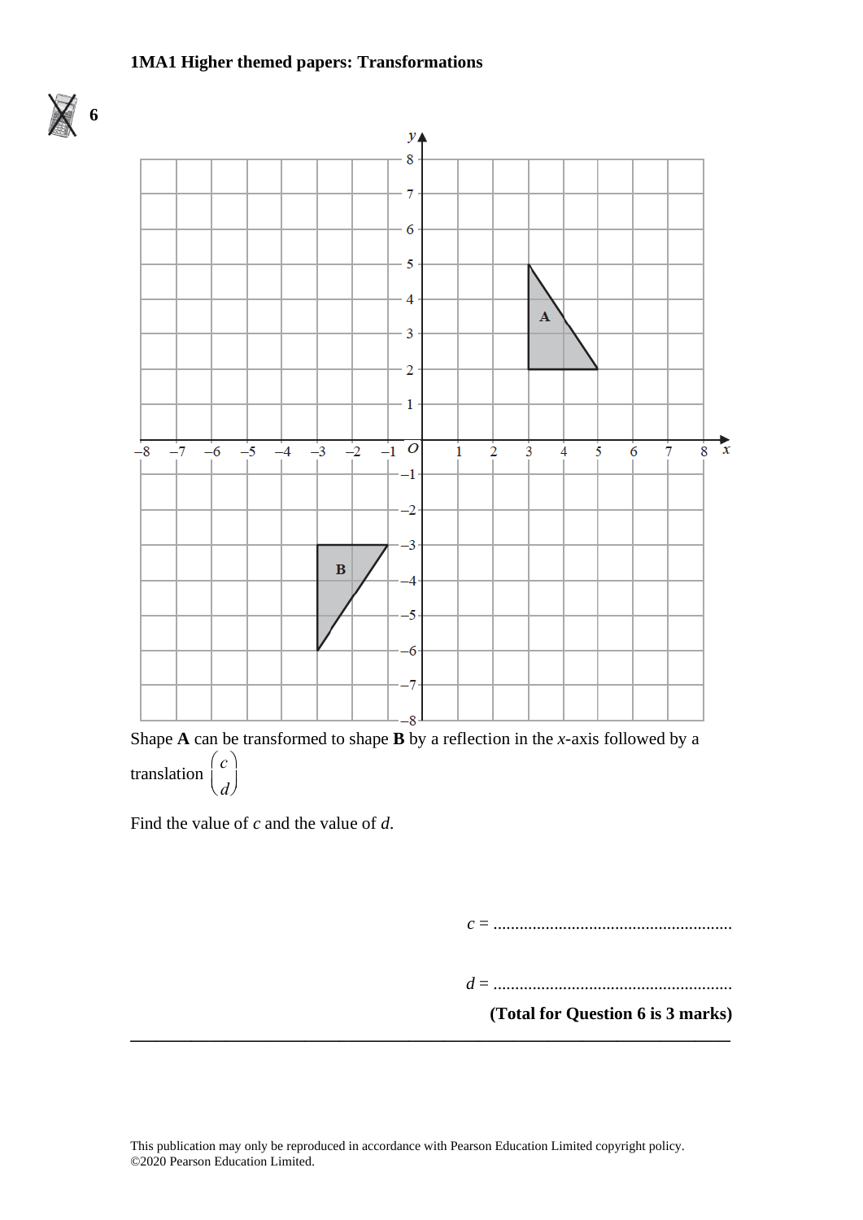**1MA1 Higher themed papers: Transformations**

**6**

Shape **A** can be transformed to shape **B** by a reflection in the $x$-axis followed by a translation $\begin{pmatrix} c \\ d \end{pmatrix}$

Find the value of $c$ and the value of $d$.

$c$ = .......................................................

$d$ = .......................................................

**(Total for Question 6 is 3 marks)**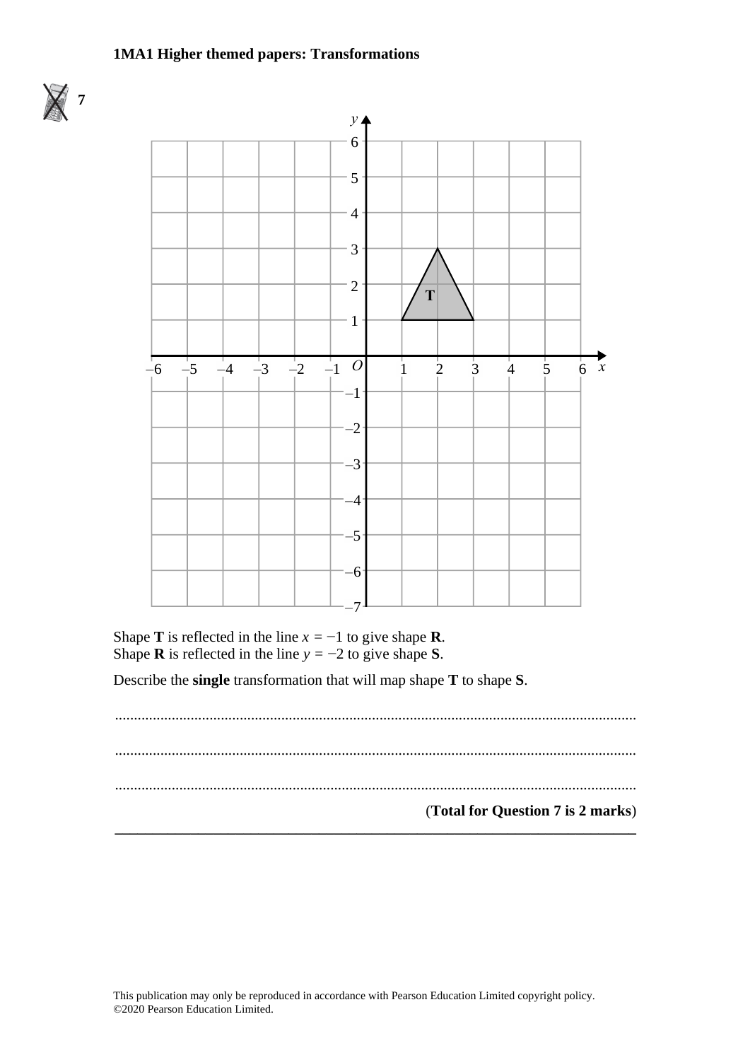**7**

Shape **T** is reflected in the line $x = -1$ to give shape **R**.
Shape **R** is reflected in the line $y = -2$ to give shape **S**.

Describe the **single** transformation that will map shape **T** to shape **S**.

..........................................................................................................................................

..........................................................................................................................................

..........................................................................................................................................

(**Total for Question 7 is 2 marks**)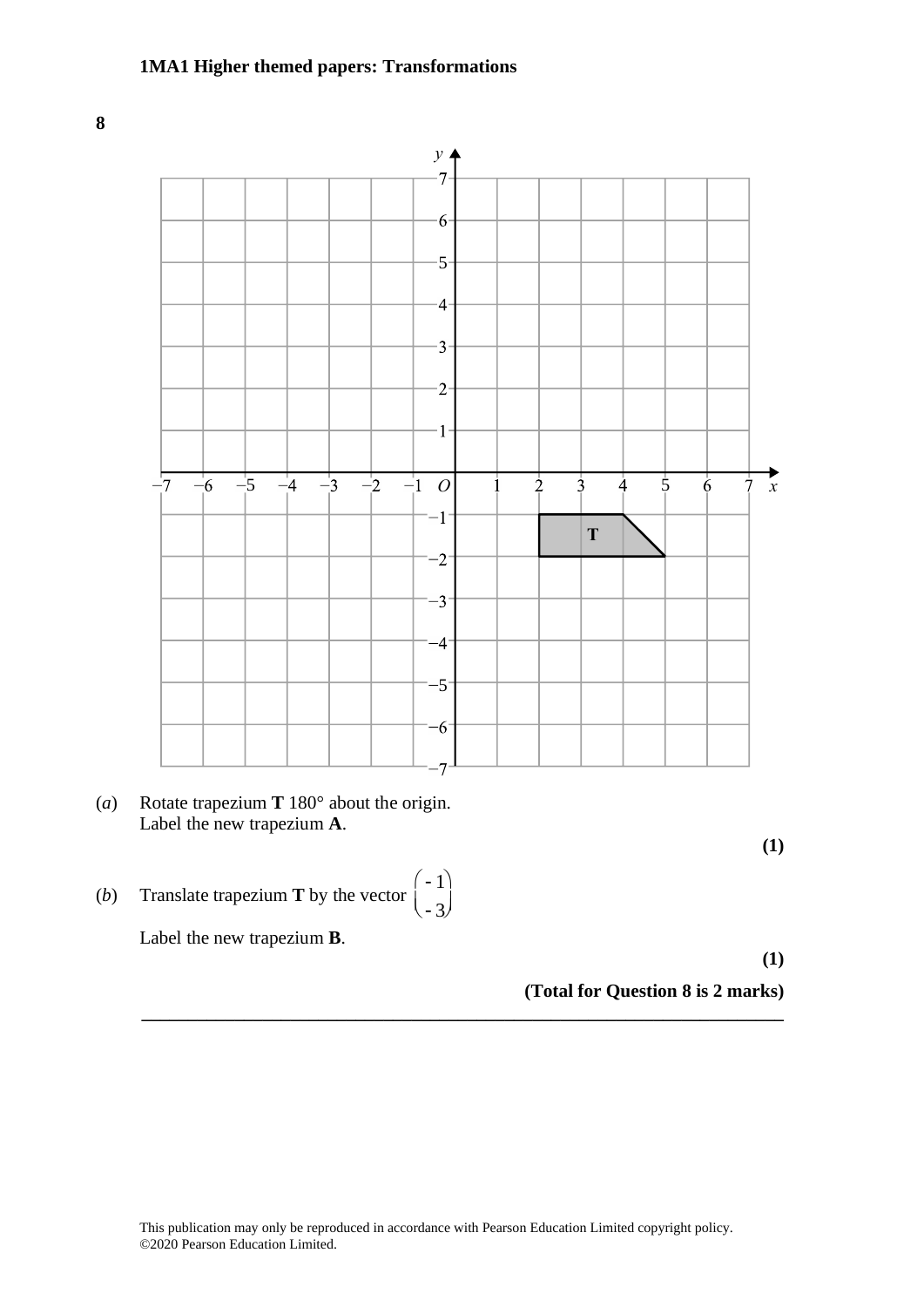**8**

(*a*) Rotate trapezium **T** 180° about the origin.
Label the new trapezium **A**.

**(1)**

(*b*) Translate trapezium **T** by the vector $\begin{pmatrix} -1 \\ -3 \end{pmatrix}$

Label the new trapezium **B**.

**(1)**

**(Total for Question 8 is 2 marks)**

---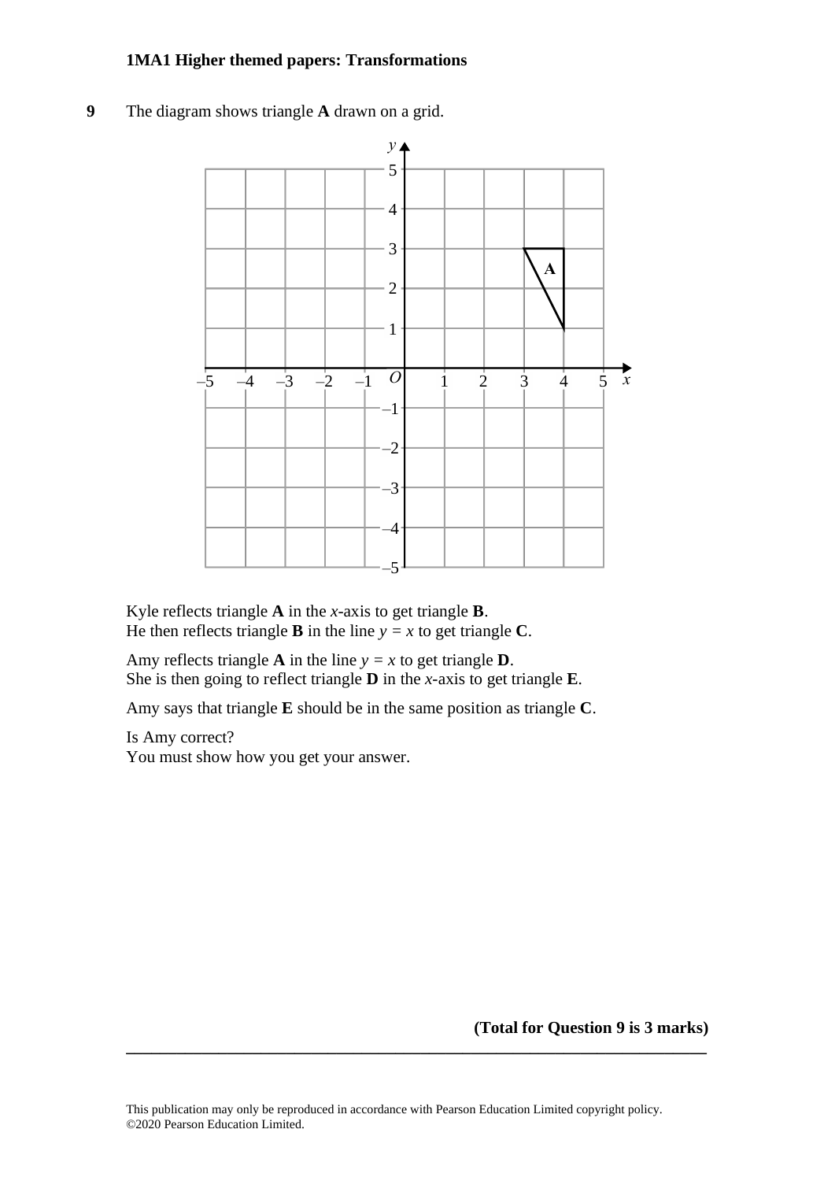**9** The diagram shows triangle **A** drawn on a grid.

Kyle reflects triangle **A** in the $x$-axis to get triangle **B**.
He then reflects triangle **B** in the line $y = x$ to get triangle **C**.

Amy reflects triangle **A** in the line $y = x$ to get triangle **D**.
She is then going to reflect triangle **D** in the $x$-axis to get triangle **E**.

Amy says that triangle **E** should be in the same position as triangle **C**.

Is Amy correct?
You must show how you get your answer.

**(Total for Question 9 is 3 marks)**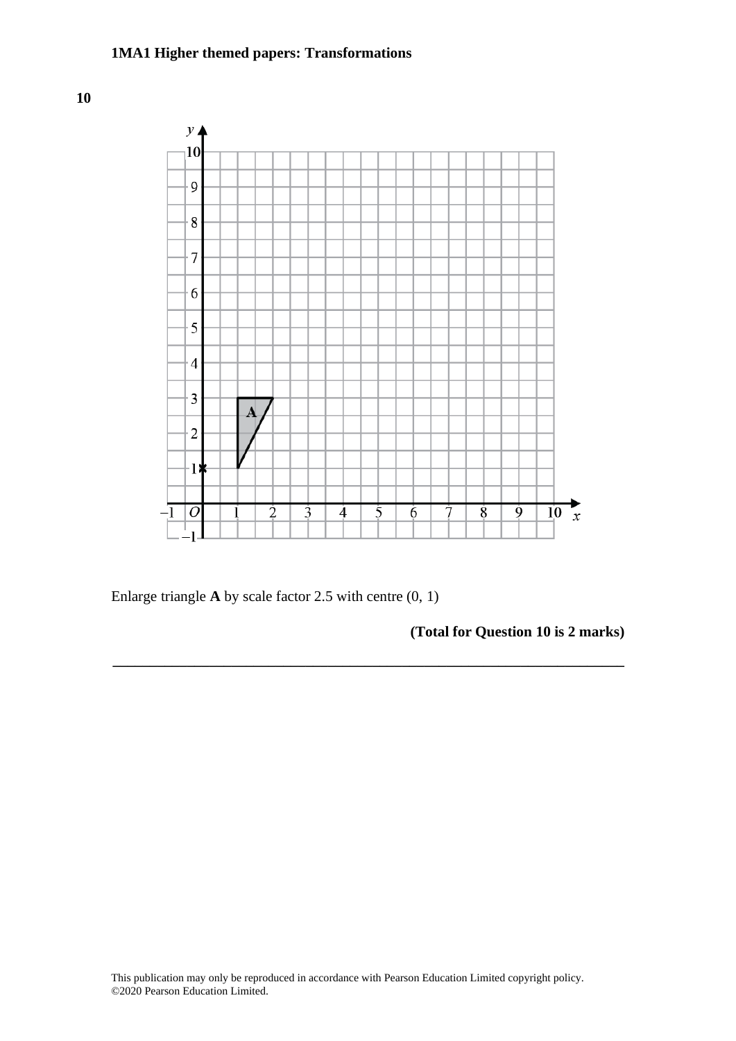**10**

Enlarge triangle **A** by scale factor 2.5 with centre (0, 1)

**(Total for Question 10 is 2 marks)**

---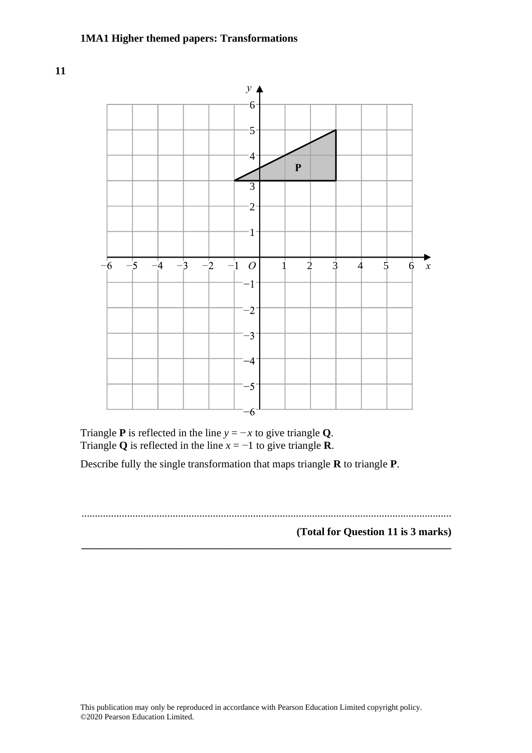**11**

Triangle **P** is reflected in the line $y = -x$ to give triangle **Q**.
Triangle **Q** is reflected in the line $x = -1$ to give triangle **R**.

Describe fully the single transformation that maps triangle **R** to triangle **P**.

.......................................................................................................................................

**(Total for Question 11 is 3 marks)**

---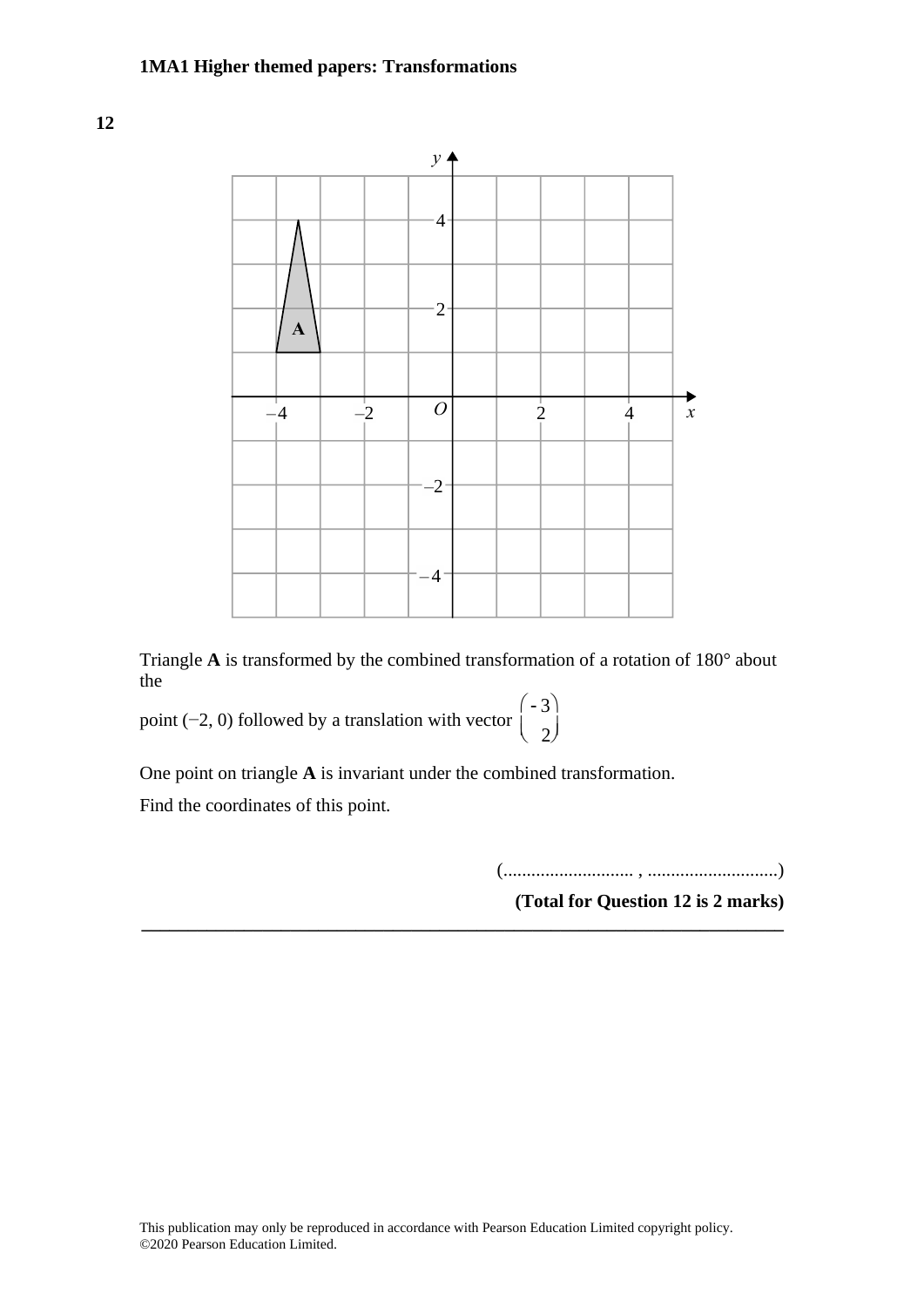**12**

Triangle **A** is transformed by the combined transformation of a rotation of 180° about the point $(-2, 0)$ followed by a translation with vector $\begin{pmatrix} -3 \\ 2 \end{pmatrix}$

One point on triangle **A** is invariant under the combined transformation.

Find the coordinates of this point.

(........................... , ...........................)

**(Total for Question 12 is 2 marks)**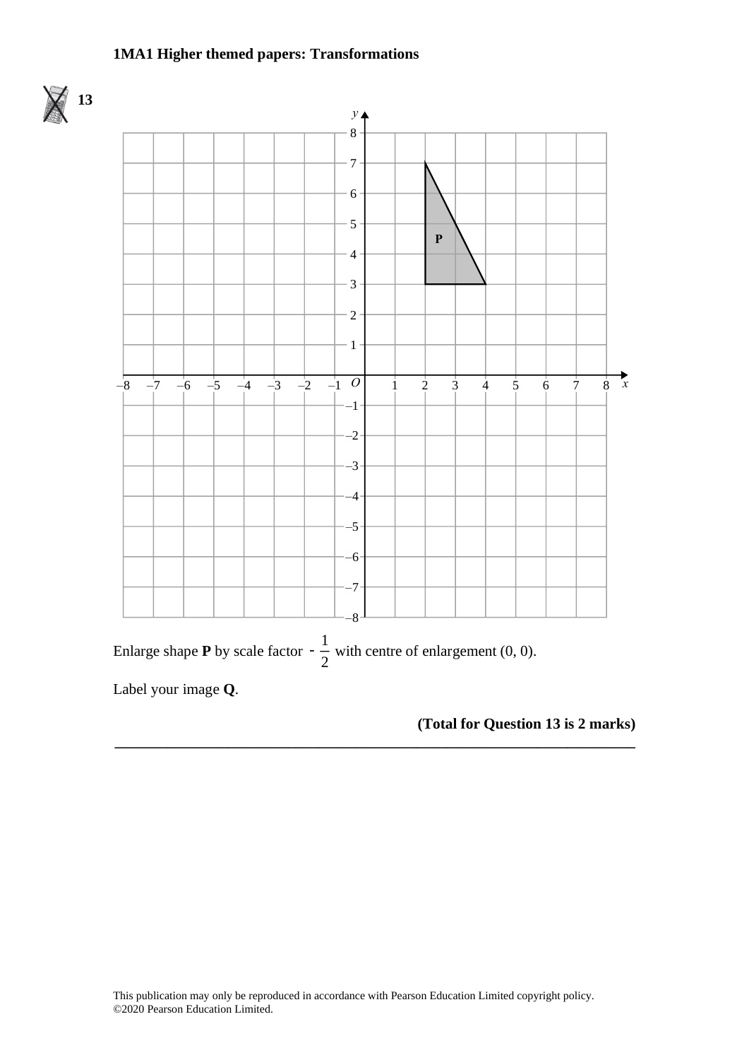**13**

Enlarge shape **P** by scale factor $-\frac{1}{2}$ with centre of enlargement (0, 0).

Label your image **Q**.

**(Total for Question 13 is 2 marks)**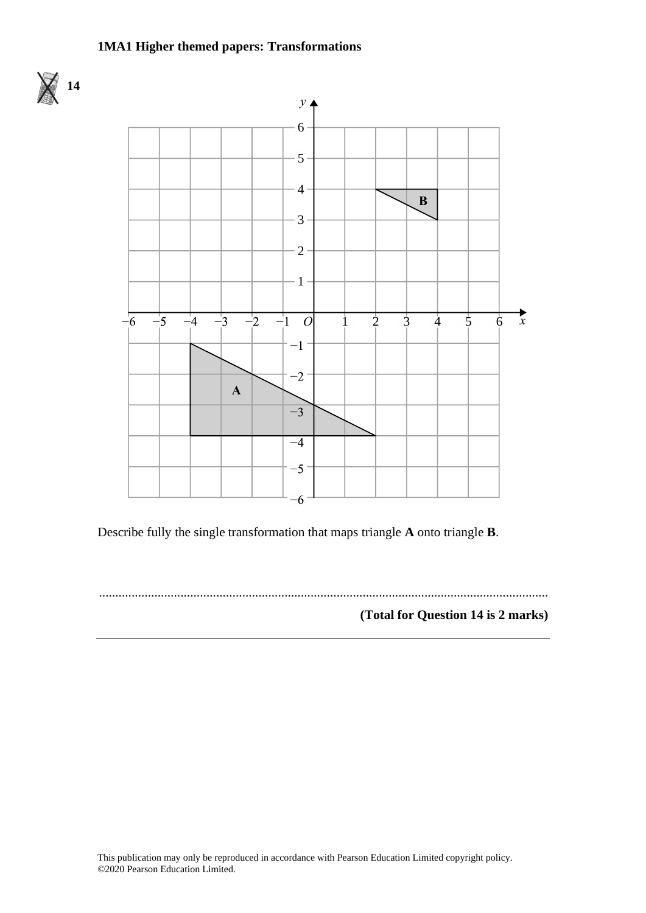**14**

Describe fully the single transformation that maps triangle **A** onto triangle **B**.

.......................................................................................................................................

**(Total for Question 14 is 2 marks)**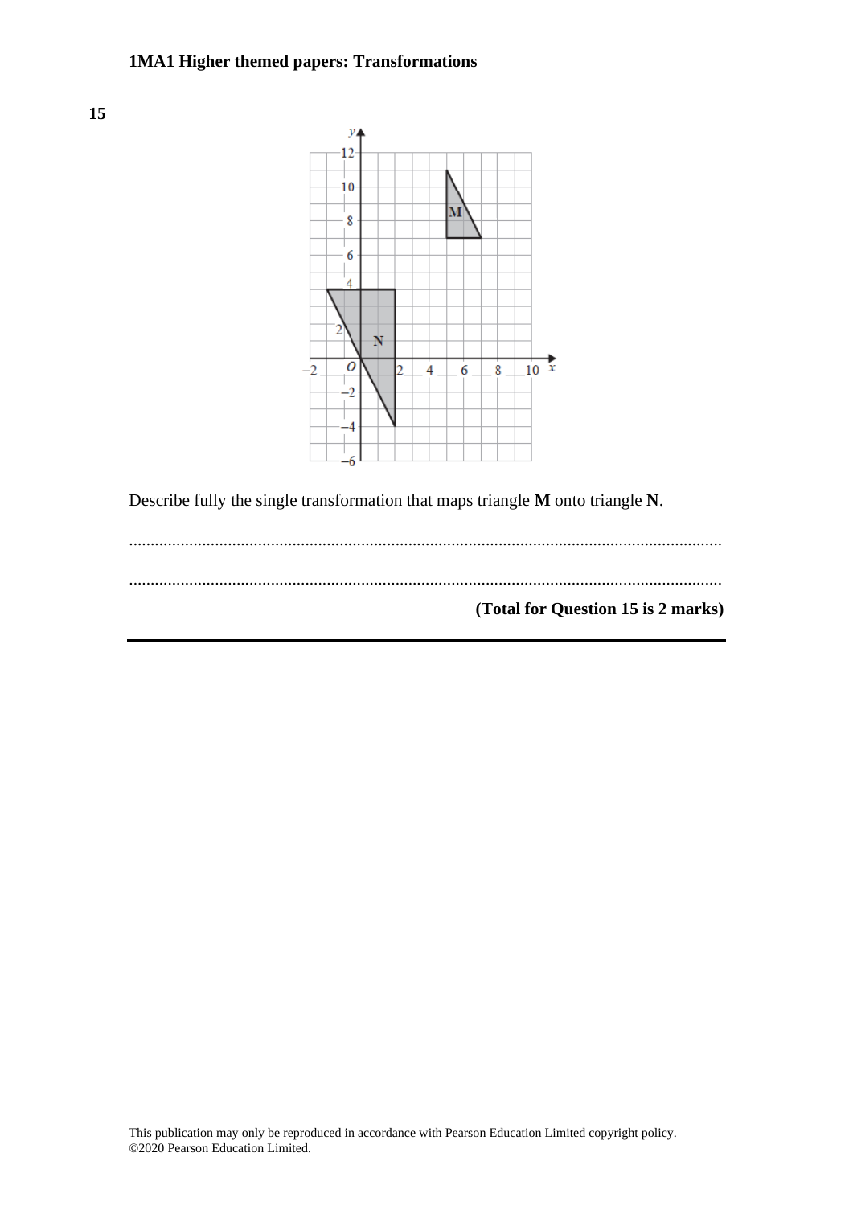**15**

Describe fully the single transformation that maps triangle **M** onto triangle **N**.

..........................................................................................................................................

..........................................................................................................................................

**(Total for Question 15 is 2 marks)**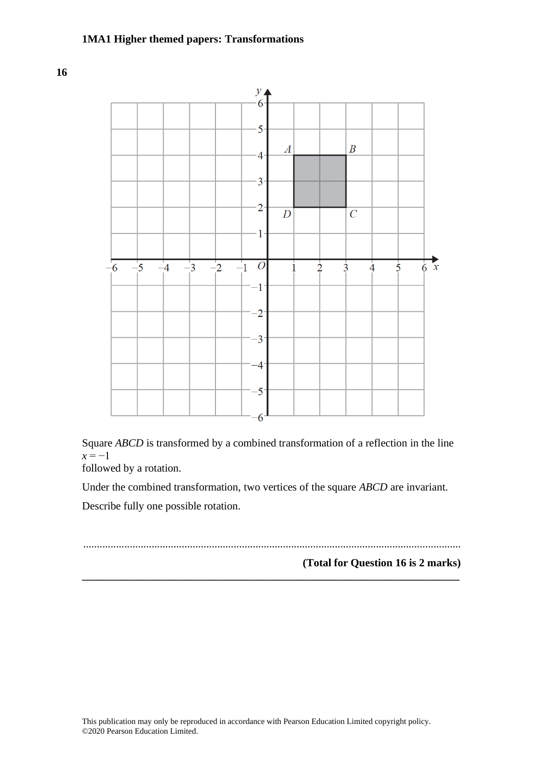**16**

Square *ABCD* is transformed by a combined transformation of a reflection in the line $x = -1$
followed by a rotation.

Under the combined transformation, two vertices of the square *ABCD* are invariant.

Describe fully one possible rotation.

.......................................................................................................................................

**(Total for Question 16 is 2 marks)**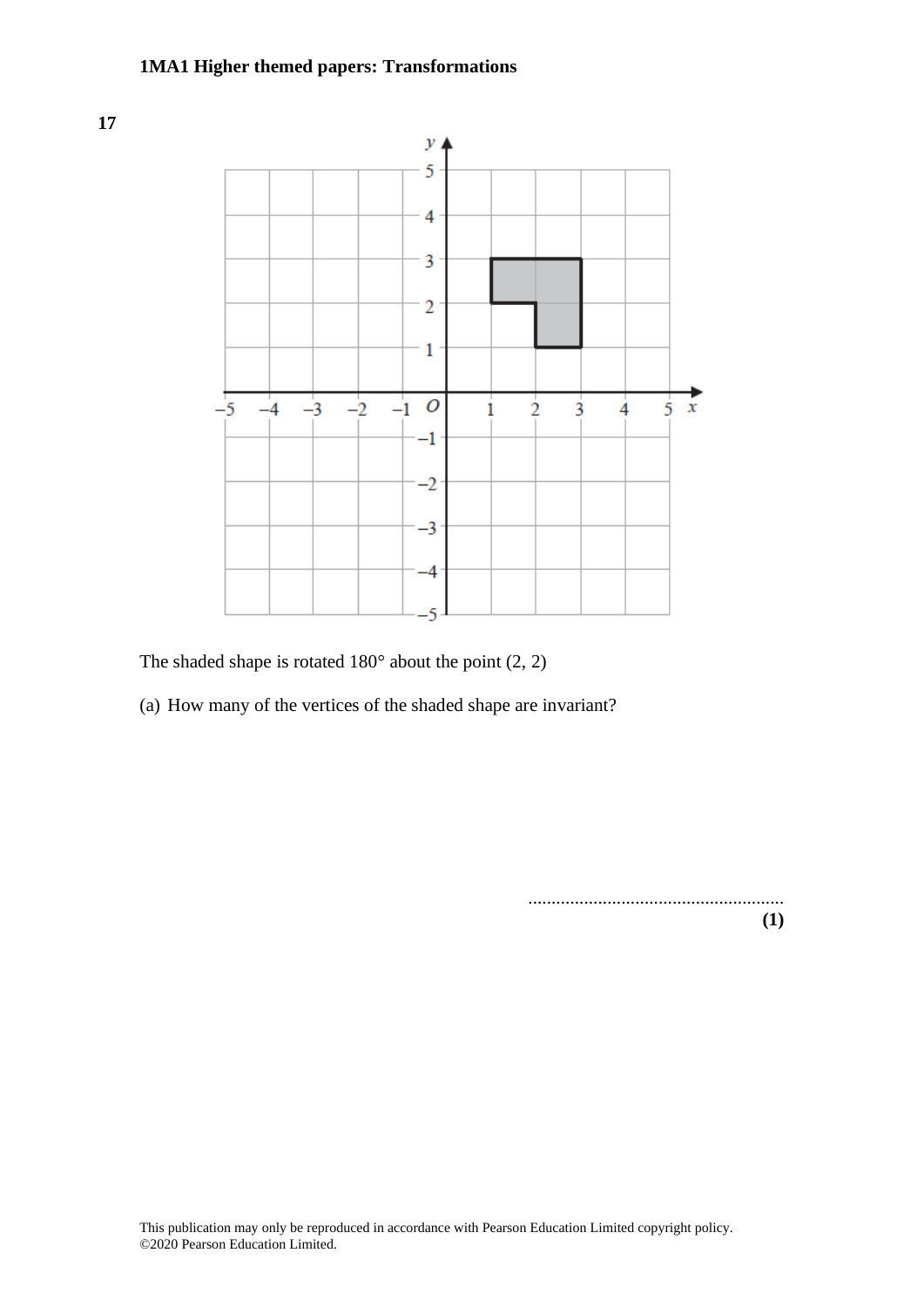**17**

The shaded shape is rotated 180° about the point (2, 2)

(a) How many of the vertices of the shaded shape are invariant?

.......................................................

**(1)**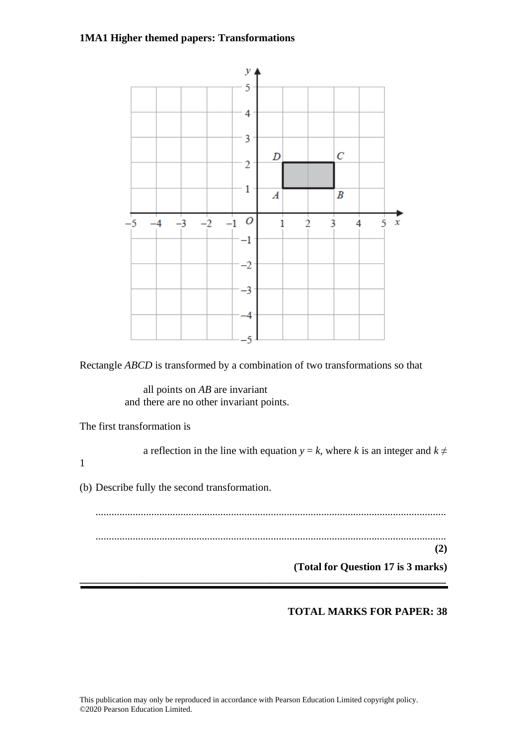y
5
4
3
2
1
O
x
−5 −4 −3 −2 −1 1 2 3 4 5
−1
−2
−3
−4
−5
D C
A B

Rectangle *ABCD* is transformed by a combination of two transformations so that

all points on *AB* are invariant
and there are no other invariant points.

The first transformation is

a reflection in the line with equation $y = k$, where $k$ is an integer and $k \neq 1$

(b) Describe fully the second transformation.

.......................................................................................................................................

.......................................................................................................................................

**(2)**

**(Total for Question 17 is 3 marks)**

---

**TOTAL MARKS FOR PAPER: 38**

This publication may only be reproduced in accordance with Pearson Education Limited copyright policy.
©2020 Pearson Education Limited.